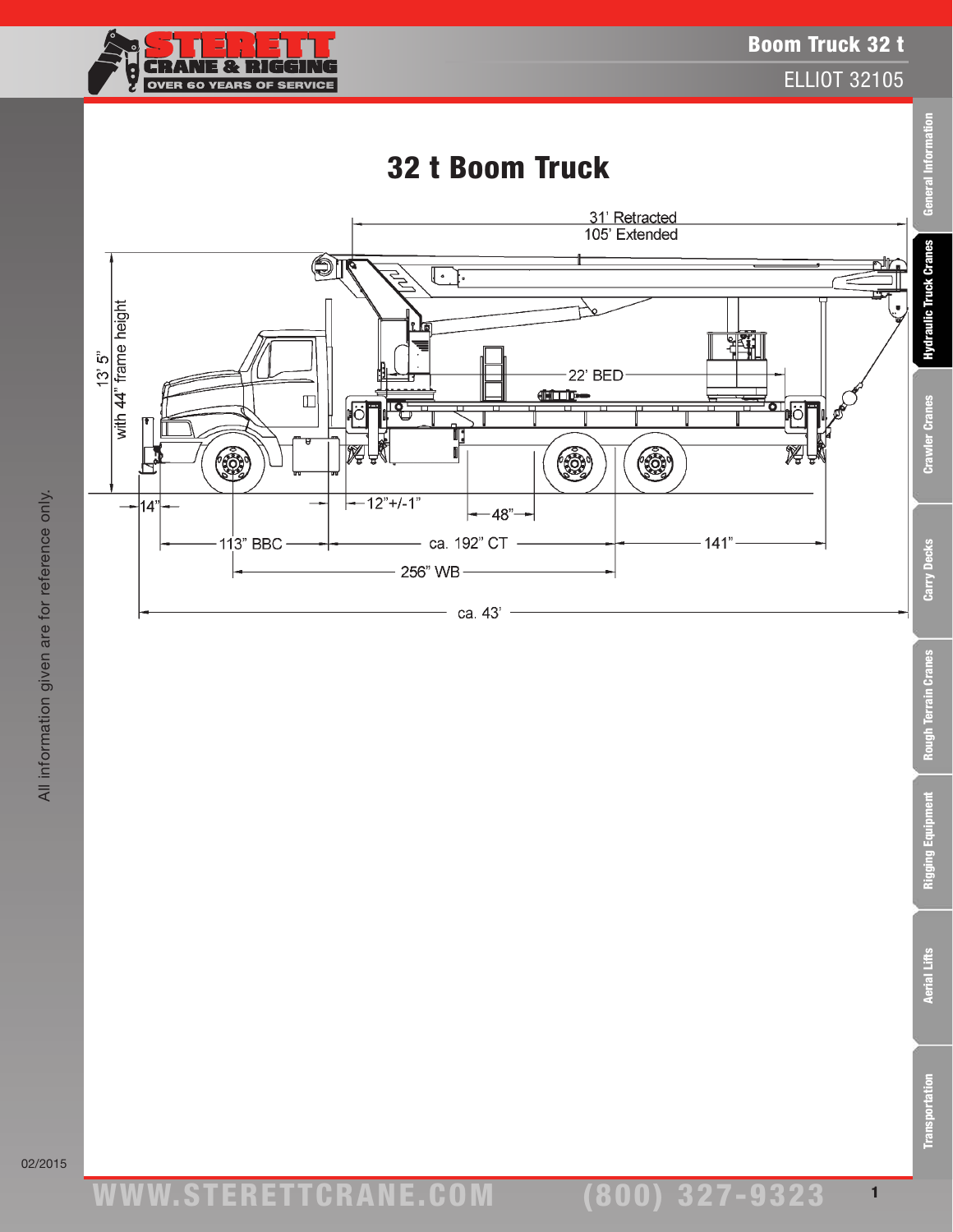# Boom Truck 32 t

ELLIOT 32105

## 32 t Boom Truck

31' Retracted
105' Extended

13' 5" with 44" frame height

22' BED

14"

12"+/-1"

48"

113" BBC

ca. 192" CT

141"

256" WB

ca. 43'

All information given are for reference only.

02/2015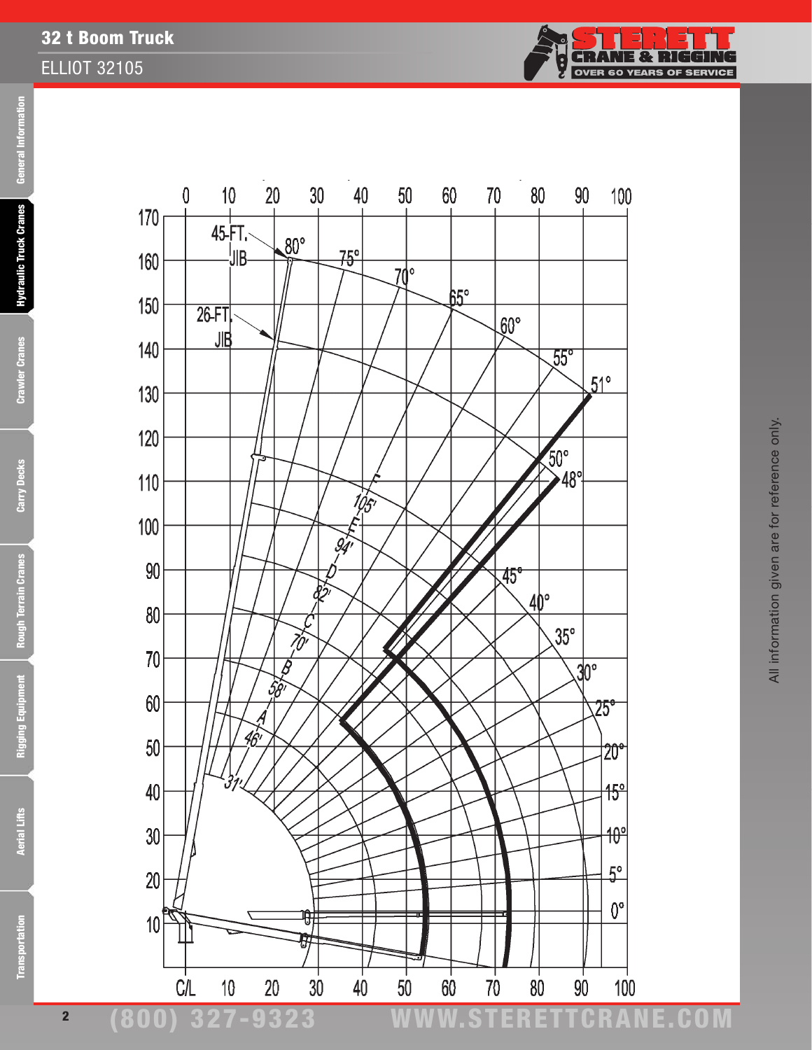# 32 t Boom Truck

ELLIOT 32105

0 10 20 30 40 50 60 70 80 90 100

170, 160, 150, 140, 130, 120, 110, 100, 90, 80, 70, 60, 50, 40, 30, 20, 10

45-FT. JIB

26-FT. JIB

80° 75° 70° 65° 60° 55° 51° 50° 48° 45° 40° 35° 30° 25° 20° 15° 10° 5° 0°

F 105'

E 94'

D 82'

C 70'

B 58'

A 46'

31'

C/L 10 20 30 40 50 60 70 80 90 100

All information given are for reference only.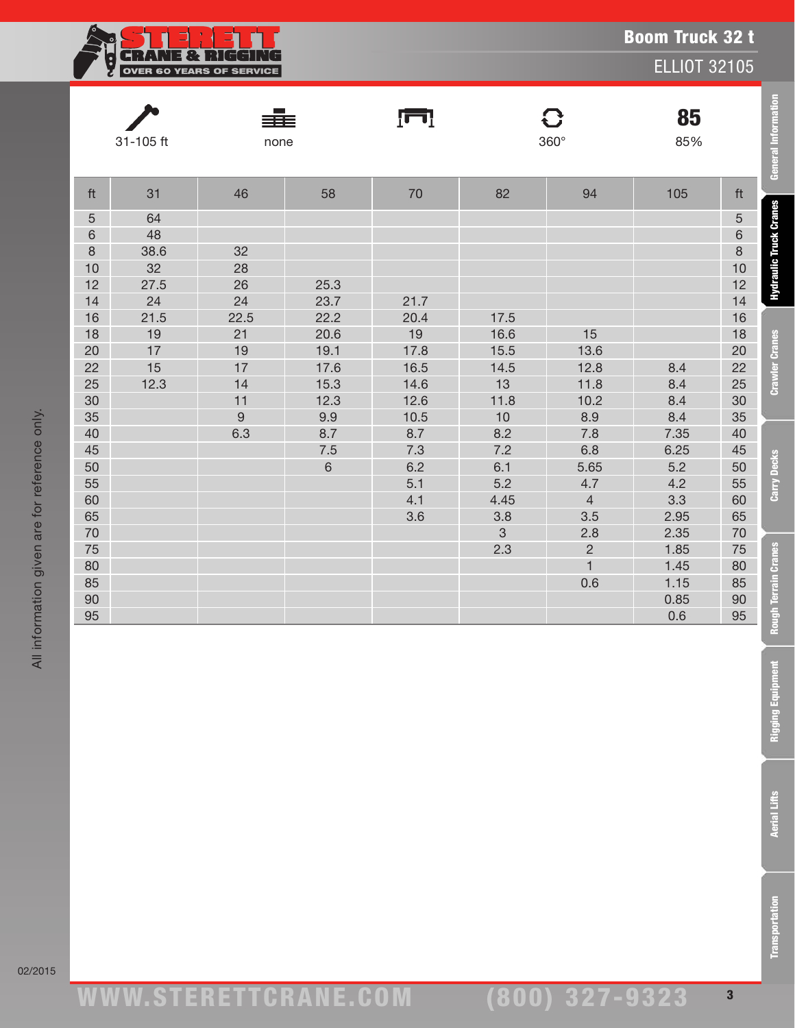# Boom Truck 32 t

## ELLIOT 32105

| 31-105 ft | none | | 360° | 85% |
|---|---|---|---|---|

| ft | 31 | 46 | 58 | 70 | 82 | 94 | 105 | ft |
|---|---|---|---|---|---|---|---|---|
| 5 | 64 | | | | | | | 5 |
| 6 | 48 | | | | | | | 6 |
| 8 | 38.6 | 32 | | | | | | 8 |
| 10 | 32 | 28 | | | | | | 10 |
| 12 | 27.5 | 26 | 25.3 | | | | | 12 |
| 14 | 24 | 24 | 23.7 | 21.7 | | | | 14 |
| 16 | 21.5 | 22.5 | 22.2 | 20.4 | 17.5 | | | 16 |
| 18 | 19 | 21 | 20.6 | 19 | 16.6 | 15 | | 18 |
| 20 | 17 | 19 | 19.1 | 17.8 | 15.5 | 13.6 | | 20 |
| 22 | 15 | 17 | 17.6 | 16.5 | 14.5 | 12.8 | 8.4 | 22 |
| 25 | 12.3 | 14 | 15.3 | 14.6 | 13 | 11.8 | 8.4 | 25 |
| 30 | | 11 | 12.3 | 12.6 | 11.8 | 10.2 | 8.4 | 30 |
| 35 | | 9 | 9.9 | 10.5 | 10 | 8.9 | 8.4 | 35 |
| 40 | | 6.3 | 8.7 | 8.7 | 8.2 | 7.8 | 7.35 | 40 |
| 45 | | | 7.5 | 7.3 | 7.2 | 6.8 | 6.25 | 45 |
| 50 | | | 6 | 6.2 | 6.1 | 5.65 | 5.2 | 50 |
| 55 | | | | 5.1 | 5.2 | 4.7 | 4.2 | 55 |
| 60 | | | | 4.1 | 4.45 | 4 | 3.3 | 60 |
| 65 | | | | 3.6 | 3.8 | 3.5 | 2.95 | 65 |
| 70 | | | | | 3 | 2.8 | 2.35 | 70 |
| 75 | | | | | 2.3 | 2 | 1.85 | 75 |
| 80 | | | | | | 1 | 1.45 | 80 |
| 85 | | | | | | 0.6 | 1.15 | 85 |
| 90 | | | | | | | 0.85 | 90 |
| 95 | | | | | | | 0.6 | 95 |

All information given are for reference only.

02/2015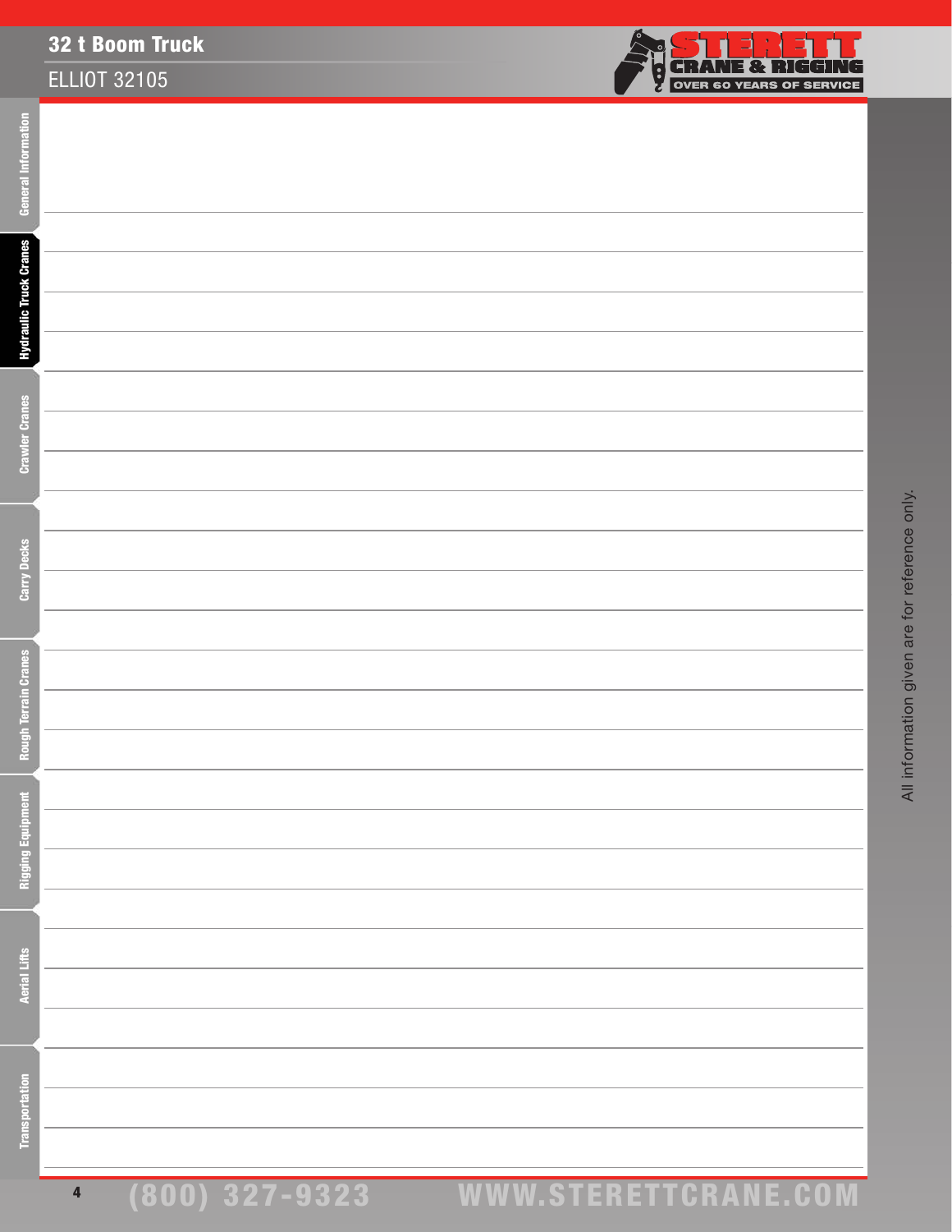# 32 t Boom Truck

ELLIOT 32105